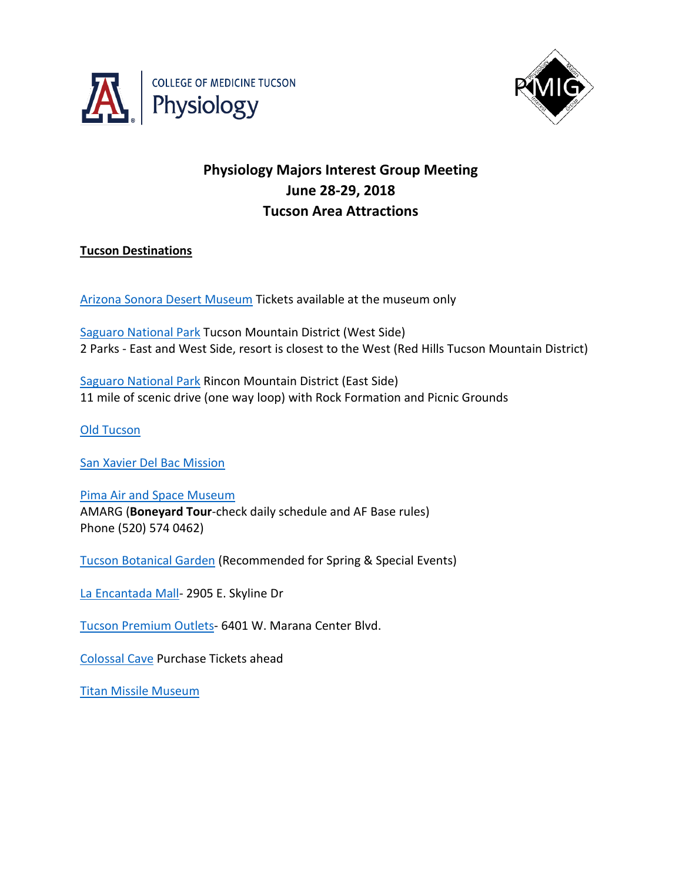COLLEGE OF MEDICINE TUCSON
Physiology

# Physiology Majors Interest Group Meeting
# June 28-29, 2018
# Tucson Area Attractions

**Tucson Destinations**

Arizona Sonora Desert Museum Tickets available at the museum only

Saguaro National Park Tucson Mountain District (West Side)
2 Parks - East and West Side, resort is closest to the West (Red Hills Tucson Mountain District)

Saguaro National Park Rincon Mountain District (East Side)
11 mile of scenic drive (one way loop) with Rock Formation and Picnic Grounds

Old Tucson

San Xavier Del Bac Mission

Pima Air and Space Museum
AMARG (**Boneyard Tour**-check daily schedule and AF Base rules)
Phone (520) 574 0462)

Tucson Botanical Garden (Recommended for Spring & Special Events)

La Encantada Mall- 2905 E. Skyline Dr

Tucson Premium Outlets- 6401 W. Marana Center Blvd.

Colossal Cave Purchase Tickets ahead

Titan Missile Museum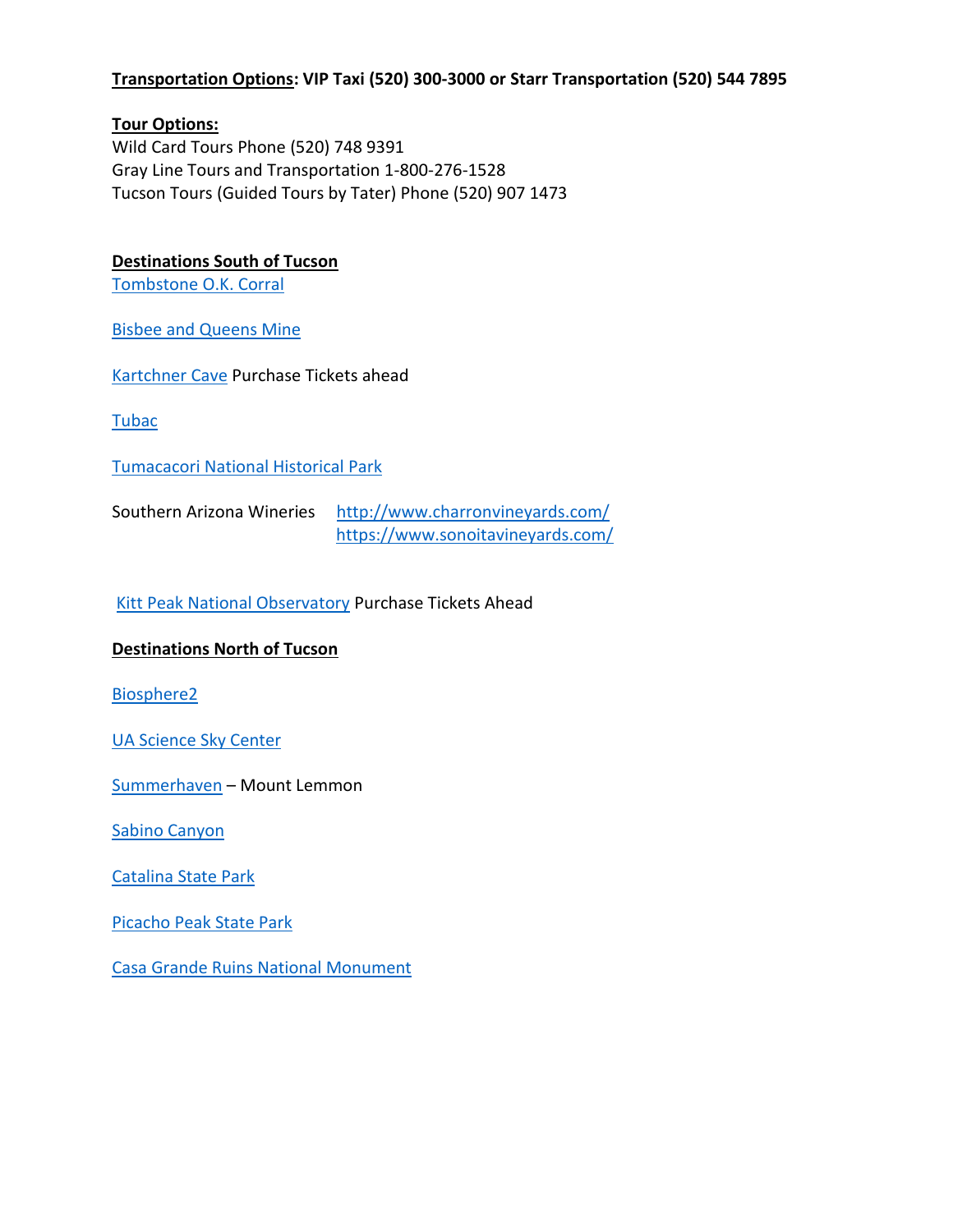**Transportation Options: VIP Taxi (520) 300-3000 or Starr Transportation (520) 544 7895**

**Tour Options:**

Wild Card Tours Phone (520) 748 9391
Gray Line Tours and Transportation 1-800-276-1528
Tucson Tours (Guided Tours by Tater) Phone (520) 907 1473

**Destinations South of Tucson**

Tombstone O.K. Corral

Bisbee and Queens Mine

Kartchner Cave Purchase Tickets ahead

Tubac

Tumacacori National Historical Park

Southern Arizona Wineries http://www.charronvineyards.com/
https://www.sonoitavineyards.com/

Kitt Peak National Observatory Purchase Tickets Ahead

**Destinations North of Tucson**

Biosphere2

UA Science Sky Center

Summerhaven – Mount Lemmon

Sabino Canyon

Catalina State Park

Picacho Peak State Park

Casa Grande Ruins National Monument